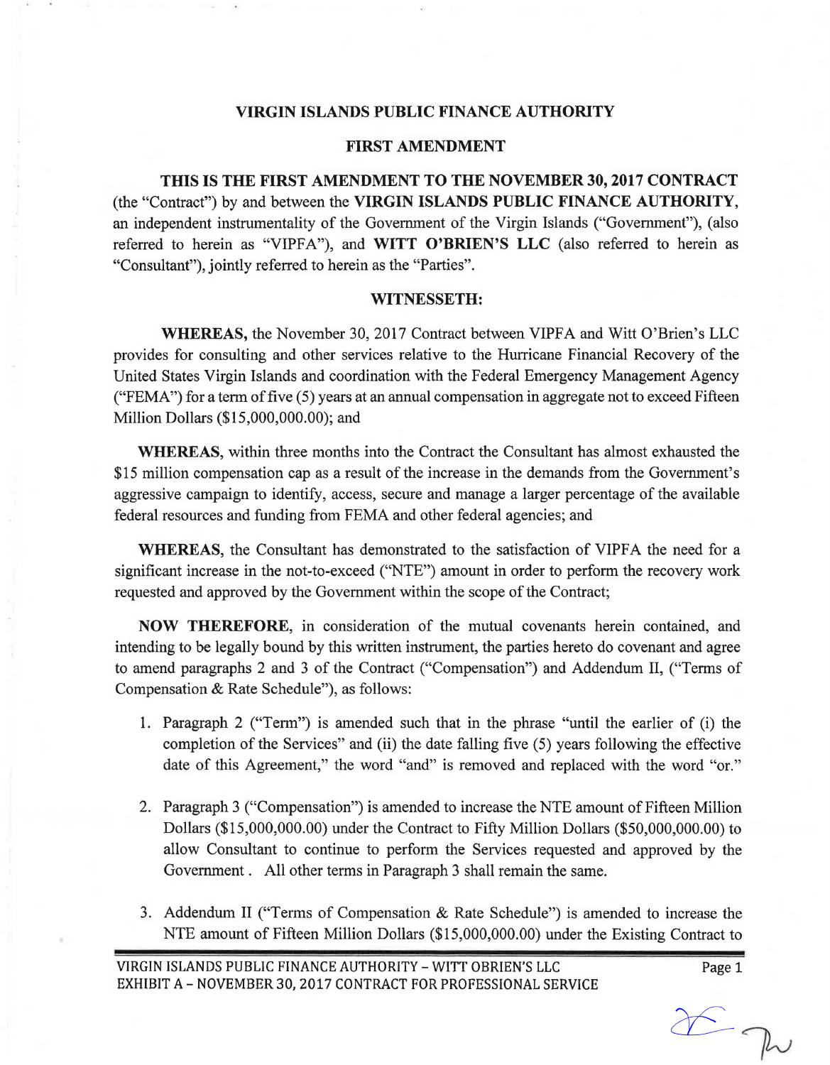# VIRGIN ISLANDS PUBLIC FINANCE AUTHORITY

## FIRST AMENDMENT

**THIS IS THE FIRST AMENDMENT TO THE NOVEMBER 30, 2017 CONTRACT** (the "Contract") by and between the **VIRGIN ISLANDS PUBLIC FINANCE AUTHORITY**, an independent instrumentality of the Government of the Virgin Islands ("Government"), (also referred to herein as "VIPFA"), and **WITT O'BRIEN'S LLC** (also referred to herein as "Consultant"), jointly referred to herein as the "Parties".

## WITNESSETH:

**WHEREAS,** the November 30, 2017 Contract between VIPFA and Witt O'Brien's LLC provides for consulting and other services relative to the Hurricane Financial Recovery of the United States Virgin Islands and coordination with the Federal Emergency Management Agency ("FEMA") for a term of five (5) years at an annual compensation in aggregate not to exceed Fifteen Million Dollars ($15,000,000.00); and

**WHEREAS**, within three months into the Contract the Consultant has almost exhausted the $15 million compensation cap as a result of the increase in the demands from the Government's aggressive campaign to identify, access, secure and manage a larger percentage of the available federal resources and funding from FEMA and other federal agencies; and

**WHEREAS**, the Consultant has demonstrated to the satisfaction of VIPFA the need for a significant increase in the not-to-exceed ("NTE") amount in order to perform the recovery work requested and approved by the Government within the scope of the Contract;

**NOW THEREFORE**, in consideration of the mutual covenants herein contained, and intending to be legally bound by this written instrument, the parties hereto do covenant and agree to amend paragraphs 2 and 3 of the Contract ("Compensation") and Addendum II, ("Terms of Compensation & Rate Schedule"), as follows:

1. Paragraph 2 ("Term") is amended such that in the phrase "until the earlier of (i) the completion of the Services" and (ii) the date falling five (5) years following the effective date of this Agreement," the word "and" is removed and replaced with the word "or."

2. Paragraph 3 ("Compensation") is amended to increase the NTE amount of Fifteen Million Dollars ($15,000,000.00) under the Contract to Fifty Million Dollars ($50,000,000.00) to allow Consultant to continue to perform the Services requested and approved by the Government . All other terms in Paragraph 3 shall remain the same.

3. Addendum II ("Terms of Compensation & Rate Schedule") is amended to increase the NTE amount of Fifteen Million Dollars ($15,000,000.00) under the Existing Contract to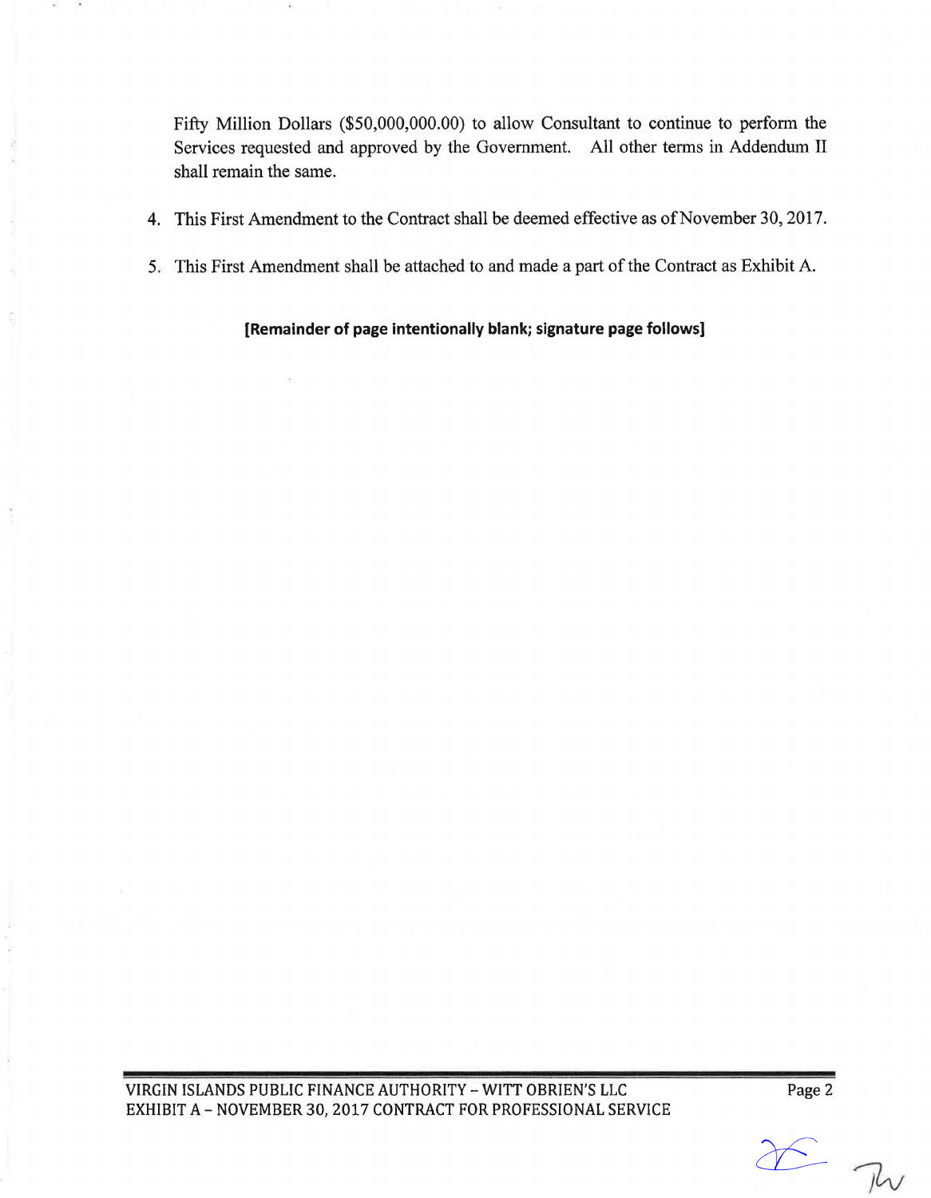Fifty Million Dollars ($50,000,000.00) to allow Consultant to continue to perform the Services requested and approved by the Government. All other terms in Addendum II shall remain the same.

4. This First Amendment to the Contract shall be deemed effective as of November 30, 2017.

5. This First Amendment shall be attached to and made a part of the Contract as Exhibit A.

**[Remainder of page intentionally blank; signature page follows]**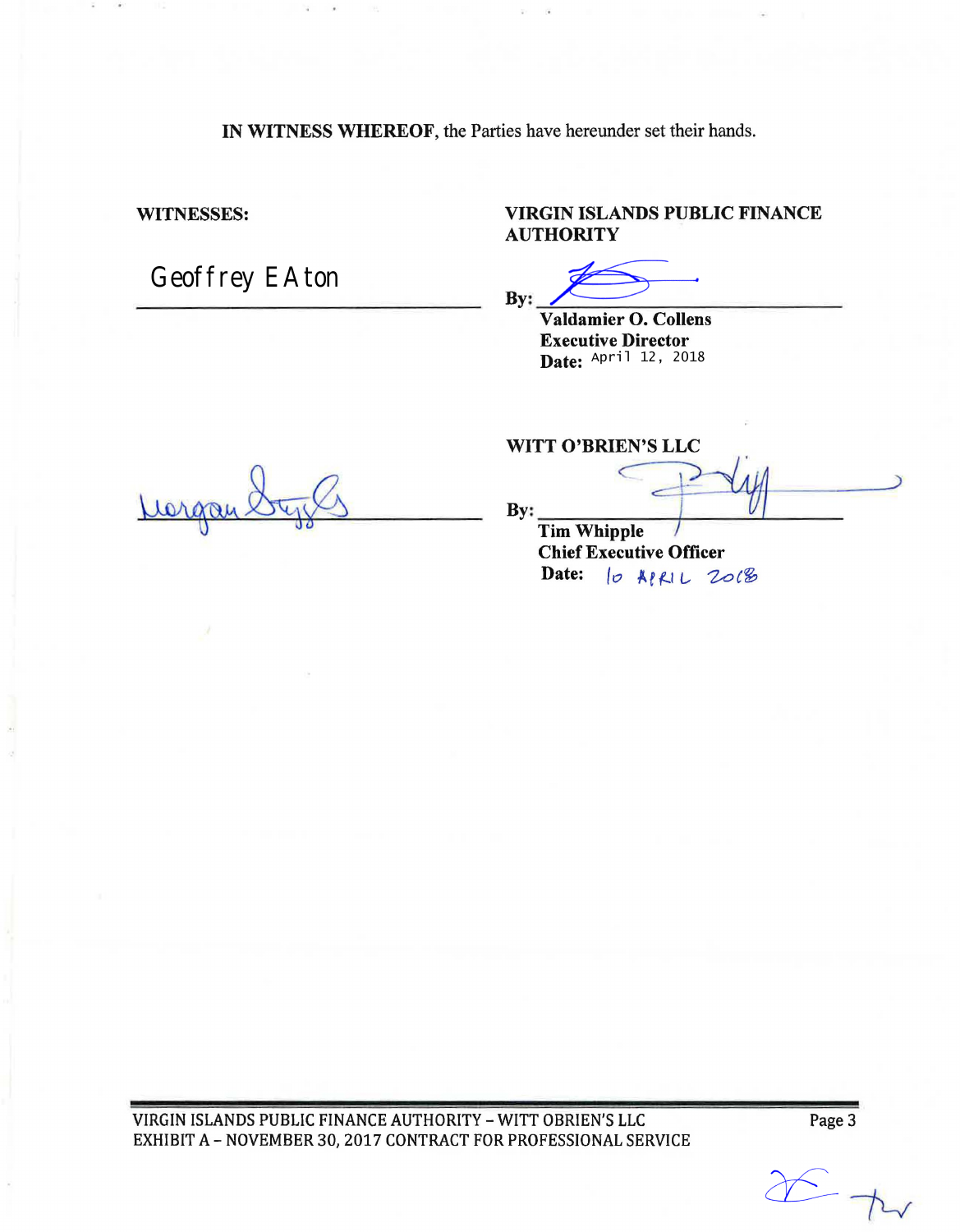**IN WITNESS WHEREOF**, the Parties have hereunder set their hands.

**WITNESSES:**

Geoffrey EAton

______________________________

**VIRGIN ISLANDS PUBLIC FINANCE AUTHORITY**

**By:** ______________________________
**Valdamier O. Collens**
**Executive Director**
**Date:** April 12, 2018

______________________________

**WITT O'BRIEN'S LLC**

**By:** ______________________________
**Tim Whipple**
**Chief Executive Officer**
**Date:** 10 APRIL 2018